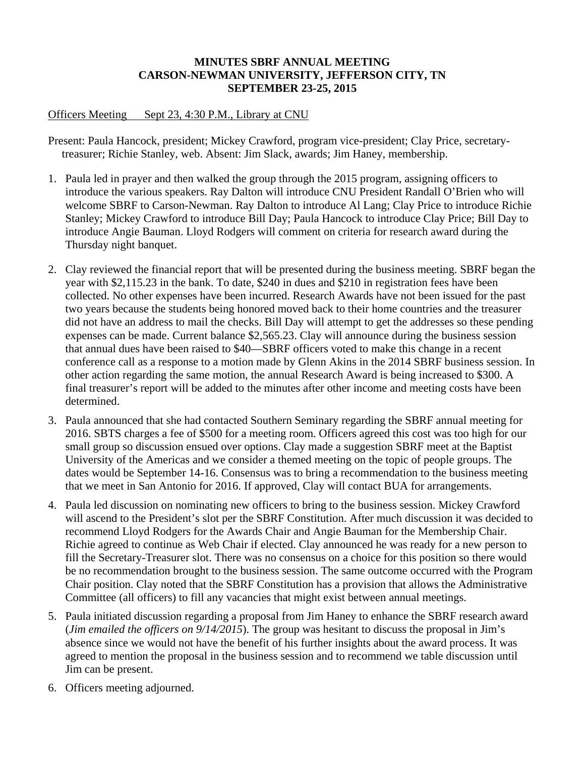# MINUTES SBRF ANNUAL MEETING
# CARSON-NEWMAN UNIVERSITY, JEFFERSON CITY, TN
# SEPTEMBER 23-25, 2015

Officers Meeting     Sept 23, 4:30 P.M., Library at CNU

Present: Paula Hancock, president; Mickey Crawford, program vice-president; Clay Price, secretary-treasurer; Richie Stanley, web. Absent: Jim Slack, awards; Jim Haney, membership.

1. Paula led in prayer and then walked the group through the 2015 program, assigning officers to introduce the various speakers. Ray Dalton will introduce CNU President Randall O'Brien who will welcome SBRF to Carson-Newman. Ray Dalton to introduce Al Lang; Clay Price to introduce Richie Stanley; Mickey Crawford to introduce Bill Day; Paula Hancock to introduce Clay Price; Bill Day to introduce Angie Bauman. Lloyd Rodgers will comment on criteria for research award during the Thursday night banquet.

2. Clay reviewed the financial report that will be presented during the business meeting. SBRF began the year with $2,115.23 in the bank. To date, $240 in dues and $210 in registration fees have been collected. No other expenses have been incurred. Research Awards have not been issued for the past two years because the students being honored moved back to their home countries and the treasurer did not have an address to mail the checks. Bill Day will attempt to get the addresses so these pending expenses can be made. Current balance $2,565.23. Clay will announce during the business session that annual dues have been raised to $40—SBRF officers voted to make this change in a recent conference call as a response to a motion made by Glenn Akins in the 2014 SBRF business session. In other action regarding the same motion, the annual Research Award is being increased to $300. A final treasurer's report will be added to the minutes after other income and meeting costs have been determined.

3. Paula announced that she had contacted Southern Seminary regarding the SBRF annual meeting for 2016. SBTS charges a fee of $500 for a meeting room. Officers agreed this cost was too high for our small group so discussion ensued over options. Clay made a suggestion SBRF meet at the Baptist University of the Americas and we consider a themed meeting on the topic of people groups. The dates would be September 14-16. Consensus was to bring a recommendation to the business meeting that we meet in San Antonio for 2016. If approved, Clay will contact BUA for arrangements.

4. Paula led discussion on nominating new officers to bring to the business session. Mickey Crawford will ascend to the President's slot per the SBRF Constitution. After much discussion it was decided to recommend Lloyd Rodgers for the Awards Chair and Angie Bauman for the Membership Chair. Richie agreed to continue as Web Chair if elected. Clay announced he was ready for a new person to fill the Secretary-Treasurer slot. There was no consensus on a choice for this position so there would be no recommendation brought to the business session. The same outcome occurred with the Program Chair position. Clay noted that the SBRF Constitution has a provision that allows the Administrative Committee (all officers) to fill any vacancies that might exist between annual meetings.

5. Paula initiated discussion regarding a proposal from Jim Haney to enhance the SBRF research award (*Jim emailed the officers on 9/14/2015*). The group was hesitant to discuss the proposal in Jim's absence since we would not have the benefit of his further insights about the award process. It was agreed to mention the proposal in the business session and to recommend we table discussion until Jim can be present.

6. Officers meeting adjourned.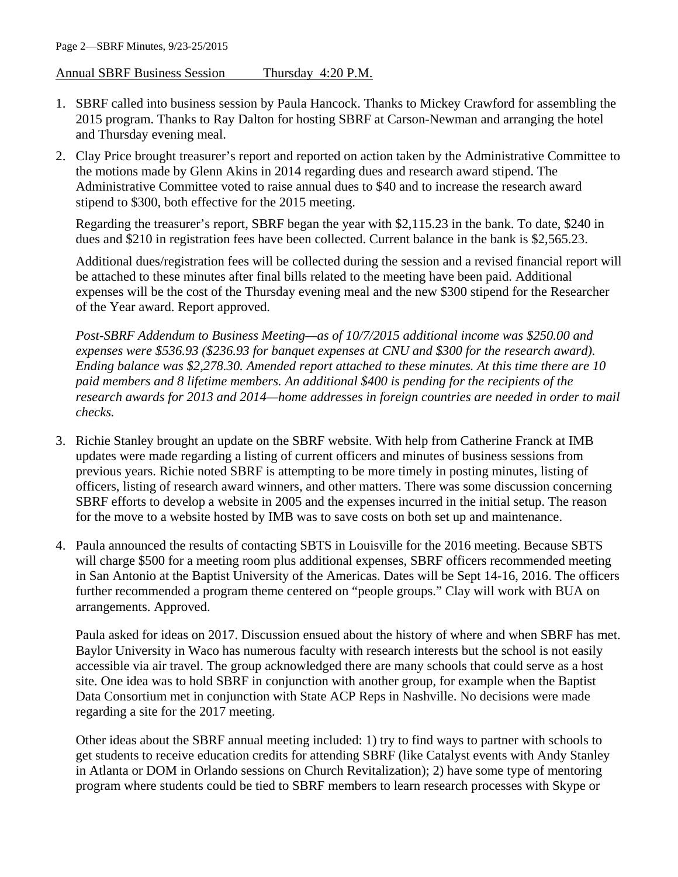Annual SBRF Business Session Thursday 4:20 P.M.

1. SBRF called into business session by Paula Hancock. Thanks to Mickey Crawford for assembling the 2015 program. Thanks to Ray Dalton for hosting SBRF at Carson-Newman and arranging the hotel and Thursday evening meal.

2. Clay Price brought treasurer's report and reported on action taken by the Administrative Committee to the motions made by Glenn Akins in 2014 regarding dues and research award stipend. The Administrative Committee voted to raise annual dues to $40 and to increase the research award stipend to $300, both effective for the 2015 meeting.

   Regarding the treasurer's report, SBRF began the year with $2,115.23 in the bank. To date, $240 in dues and $210 in registration fees have been collected. Current balance in the bank is $2,565.23.

   Additional dues/registration fees will be collected during the session and a revised financial report will be attached to these minutes after final bills related to the meeting have been paid. Additional expenses will be the cost of the Thursday evening meal and the new $300 stipend for the Researcher of the Year award. Report approved.

   *Post-SBRF Addendum to Business Meeting—as of 10/7/2015 additional income was $250.00 and expenses were $536.93 ($236.93 for banquet expenses at CNU and $300 for the research award). Ending balance was $2,278.30. Amended report attached to these minutes. At this time there are 10 paid members and 8 lifetime members. An additional $400 is pending for the recipients of the research awards for 2013 and 2014—home addresses in foreign countries are needed in order to mail checks.*

3. Richie Stanley brought an update on the SBRF website. With help from Catherine Franck at IMB updates were made regarding a listing of current officers and minutes of business sessions from previous years. Richie noted SBRF is attempting to be more timely in posting minutes, listing of officers, listing of research award winners, and other matters. There was some discussion concerning SBRF efforts to develop a website in 2005 and the expenses incurred in the initial setup. The reason for the move to a website hosted by IMB was to save costs on both set up and maintenance.

4. Paula announced the results of contacting SBTS in Louisville for the 2016 meeting. Because SBTS will charge $500 for a meeting room plus additional expenses, SBRF officers recommended meeting in San Antonio at the Baptist University of the Americas. Dates will be Sept 14-16, 2016. The officers further recommended a program theme centered on "people groups." Clay will work with BUA on arrangements. Approved.

   Paula asked for ideas on 2017. Discussion ensued about the history of where and when SBRF has met. Baylor University in Waco has numerous faculty with research interests but the school is not easily accessible via air travel. The group acknowledged there are many schools that could serve as a host site. One idea was to hold SBRF in conjunction with another group, for example when the Baptist Data Consortium met in conjunction with State ACP Reps in Nashville. No decisions were made regarding a site for the 2017 meeting.

   Other ideas about the SBRF annual meeting included: 1) try to find ways to partner with schools to get students to receive education credits for attending SBRF (like Catalyst events with Andy Stanley in Atlanta or DOM in Orlando sessions on Church Revitalization); 2) have some type of mentoring program where students could be tied to SBRF members to learn research processes with Skype or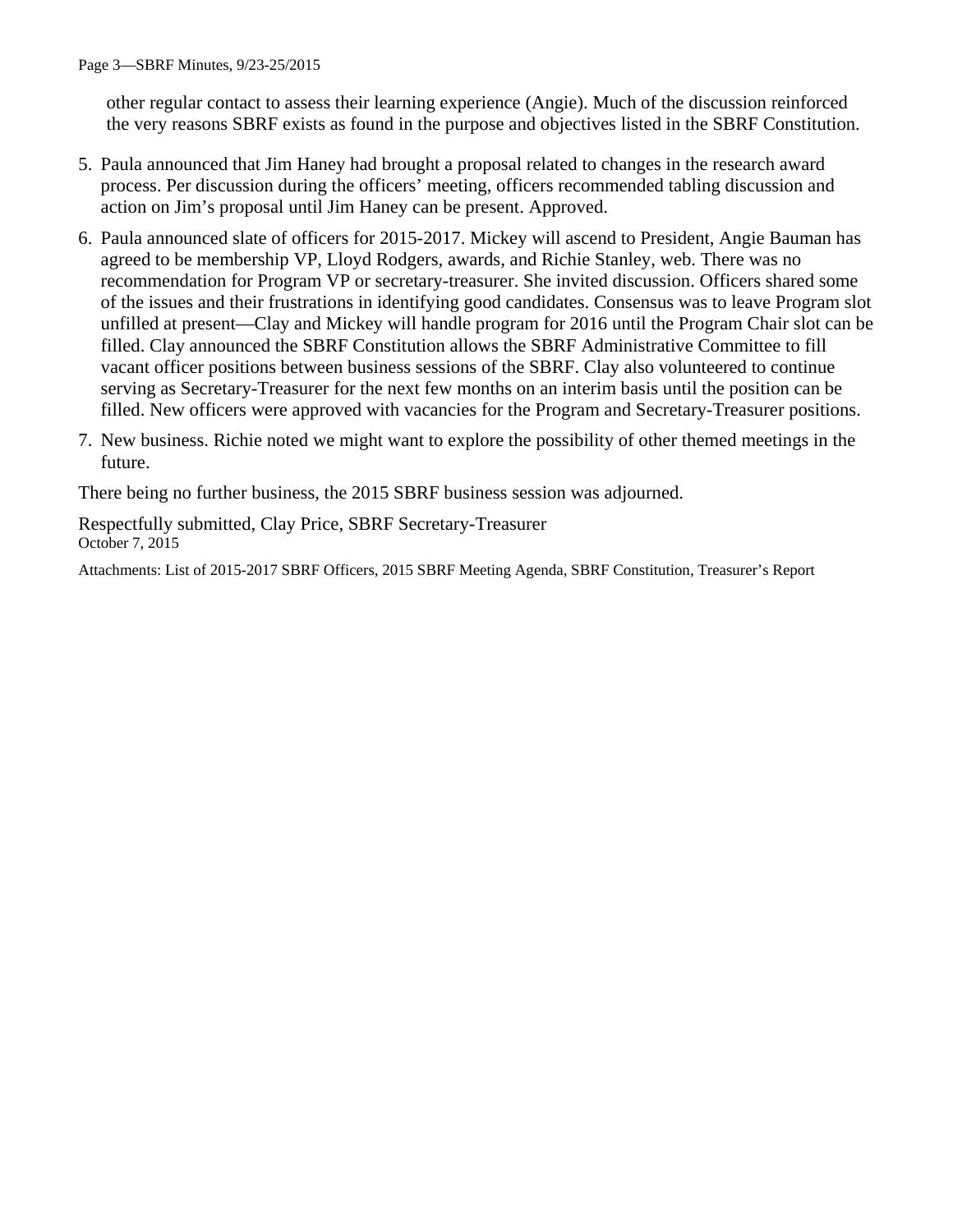other regular contact to assess their learning experience (Angie). Much of the discussion reinforced the very reasons SBRF exists as found in the purpose and objectives listed in the SBRF Constitution.

5. Paula announced that Jim Haney had brought a proposal related to changes in the research award process. Per discussion during the officers' meeting, officers recommended tabling discussion and action on Jim's proposal until Jim Haney can be present. Approved.

6. Paula announced slate of officers for 2015-2017. Mickey will ascend to President, Angie Bauman has agreed to be membership VP, Lloyd Rodgers, awards, and Richie Stanley, web. There was no recommendation for Program VP or secretary-treasurer. She invited discussion. Officers shared some of the issues and their frustrations in identifying good candidates. Consensus was to leave Program slot unfilled at present—Clay and Mickey will handle program for 2016 until the Program Chair slot can be filled. Clay announced the SBRF Constitution allows the SBRF Administrative Committee to fill vacant officer positions between business sessions of the SBRF. Clay also volunteered to continue serving as Secretary-Treasurer for the next few months on an interim basis until the position can be filled. New officers were approved with vacancies for the Program and Secretary-Treasurer positions.

7. New business. Richie noted we might want to explore the possibility of other themed meetings in the future.

There being no further business, the 2015 SBRF business session was adjourned.

Respectfully submitted, Clay Price, SBRF Secretary-Treasurer
October 7, 2015

Attachments: List of 2015-2017 SBRF Officers, 2015 SBRF Meeting Agenda, SBRF Constitution, Treasurer's Report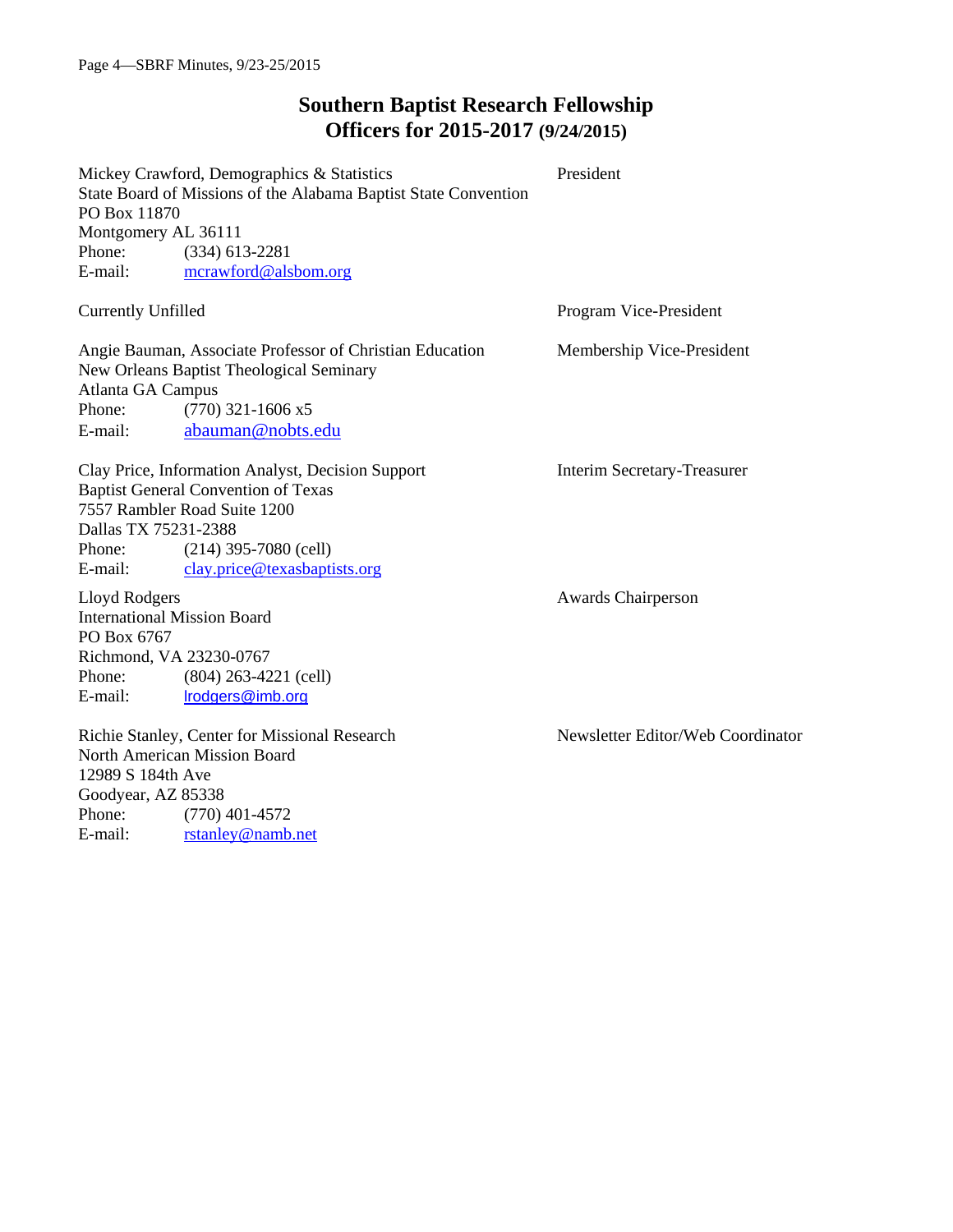# Southern Baptist Research Fellowship
## Officers for 2015-2017 (9/24/2015)

**President**

Mickey Crawford, Demographics & Statistics
State Board of Missions of the Alabama Baptist State Convention
PO Box 11870
Montgomery AL 36111
Phone: (334) 613-2281
E-mail: mcrawford@alsbom.org

**Program Vice-President**

Currently Unfilled

**Membership Vice-President**

Angie Bauman, Associate Professor of Christian Education
New Orleans Baptist Theological Seminary
Atlanta GA Campus
Phone: (770) 321-1606 x5
E-mail: abauman@nobts.edu

**Interim Secretary-Treasurer**

Clay Price, Information Analyst, Decision Support
Baptist General Convention of Texas
7557 Rambler Road Suite 1200
Dallas TX 75231-2388
Phone: (214) 395-7080 (cell)
E-mail: clay.price@texasbaptists.org

**Awards Chairperson**

Lloyd Rodgers
International Mission Board
PO Box 6767
Richmond, VA 23230-0767
Phone: (804) 263-4221 (cell)
E-mail: lrodgers@imb.org

**Newsletter Editor/Web Coordinator**

Richie Stanley, Center for Missional Research
North American Mission Board
12989 S 184th Ave
Goodyear, AZ 85338
Phone: (770) 401-4572
E-mail: rstanley@namb.net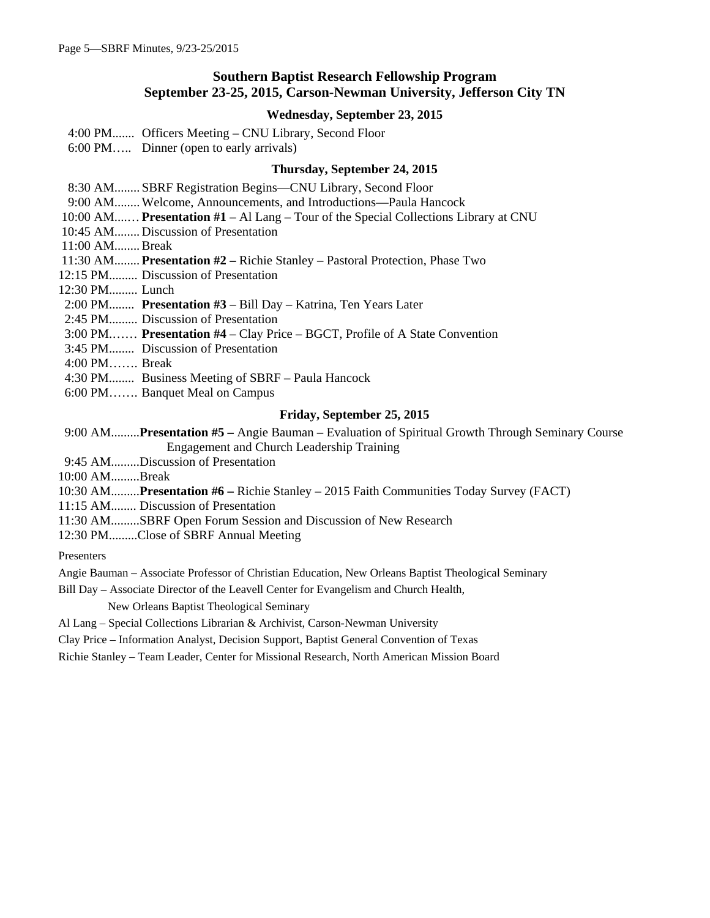## Southern Baptist Research Fellowship Program
## September 23-25, 2015, Carson-Newman University, Jefferson City TN

### Wednesday, September 23, 2015

4:00 PM....... Officers Meeting – CNU Library, Second Floor
6:00 PM….. Dinner (open to early arrivals)

### Thursday, September 24, 2015

8:30 AM........ SBRF Registration Begins—CNU Library, Second Floor
9:00 AM........ Welcome, Announcements, and Introductions—Paula Hancock
10:00 AM...… **Presentation #1** – Al Lang – Tour of the Special Collections Library at CNU
10:45 AM........ Discussion of Presentation
11:00 AM........ Break
11:30 AM........ **Presentation #2 –** Richie Stanley – Pastoral Protection, Phase Two
12:15 PM......... Discussion of Presentation
12:30 PM......... Lunch
2:00 PM........ **Presentation #3** – Bill Day – Katrina, Ten Years Later
2:45 PM......... Discussion of Presentation
3:00 PM……. **Presentation #4** – Clay Price – BGCT, Profile of A State Convention
3:45 PM........ Discussion of Presentation
4:00 PM……. Break
4:30 PM........ Business Meeting of SBRF – Paula Hancock
6:00 PM……. Banquet Meal on Campus

### Friday, September 25, 2015

9:00 AM.........**Presentation #5 –** Angie Bauman – Evaluation of Spiritual Growth Through Seminary Course Engagement and Church Leadership Training
9:45 AM.........Discussion of Presentation
10:00 AM.........Break
10:30 AM.........**Presentation #6 –** Richie Stanley – 2015 Faith Communities Today Survey (FACT)
11:15 AM........ Discussion of Presentation
11:30 AM.........SBRF Open Forum Session and Discussion of New Research
12:30 PM.........Close of SBRF Annual Meeting

Presenters

Angie Bauman – Associate Professor of Christian Education, New Orleans Baptist Theological Seminary

Bill Day – Associate Director of the Leavell Center for Evangelism and Church Health, New Orleans Baptist Theological Seminary

Al Lang – Special Collections Librarian & Archivist, Carson-Newman University

Clay Price – Information Analyst, Decision Support, Baptist General Convention of Texas

Richie Stanley – Team Leader, Center for Missional Research, North American Mission Board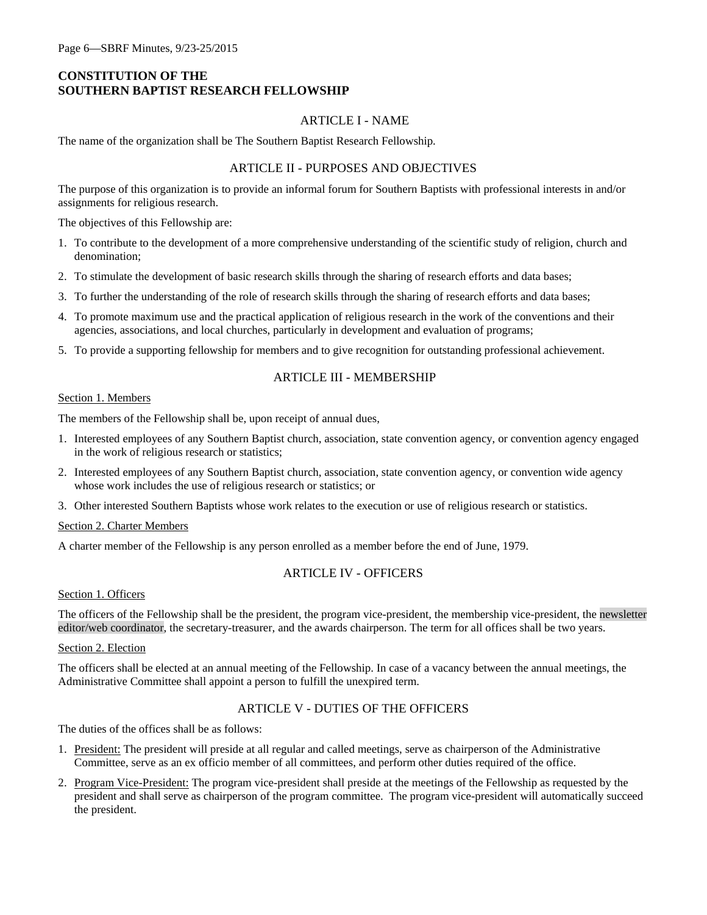**CONSTITUTION OF THE**
**SOUTHERN BAPTIST RESEARCH FELLOWSHIP**

## ARTICLE I - NAME

The name of the organization shall be The Southern Baptist Research Fellowship.

## ARTICLE II - PURPOSES AND OBJECTIVES

The purpose of this organization is to provide an informal forum for Southern Baptists with professional interests in and/or assignments for religious research.

The objectives of this Fellowship are:

1. To contribute to the development of a more comprehensive understanding of the scientific study of religion, church and denomination;
2. To stimulate the development of basic research skills through the sharing of research efforts and data bases;
3. To further the understanding of the role of research skills through the sharing of research efforts and data bases;
4. To promote maximum use and the practical application of religious research in the work of the conventions and their agencies, associations, and local churches, particularly in development and evaluation of programs;
5. To provide a supporting fellowship for members and to give recognition for outstanding professional achievement.

## ARTICLE III - MEMBERSHIP

Section 1. Members

The members of the Fellowship shall be, upon receipt of annual dues,

1. Interested employees of any Southern Baptist church, association, state convention agency, or convention agency engaged in the work of religious research or statistics;
2. Interested employees of any Southern Baptist church, association, state convention agency, or convention wide agency whose work includes the use of religious research or statistics; or
3. Other interested Southern Baptists whose work relates to the execution or use of religious research or statistics.

Section 2. Charter Members

A charter member of the Fellowship is any person enrolled as a member before the end of June, 1979.

## ARTICLE IV - OFFICERS

Section 1. Officers

The officers of the Fellowship shall be the president, the program vice-president, the membership vice-president, the newsletter editor/web coordinator, the secretary-treasurer, and the awards chairperson. The term for all offices shall be two years.

Section 2. Election

The officers shall be elected at an annual meeting of the Fellowship. In case of a vacancy between the annual meetings, the Administrative Committee shall appoint a person to fulfill the unexpired term.

## ARTICLE V - DUTIES OF THE OFFICERS

The duties of the offices shall be as follows:

1. President: The president will preside at all regular and called meetings, serve as chairperson of the Administrative Committee, serve as an ex officio member of all committees, and perform other duties required of the office.
2. Program Vice-President: The program vice-president shall preside at the meetings of the Fellowship as requested by the president and shall serve as chairperson of the program committee. The program vice-president will automatically succeed the president.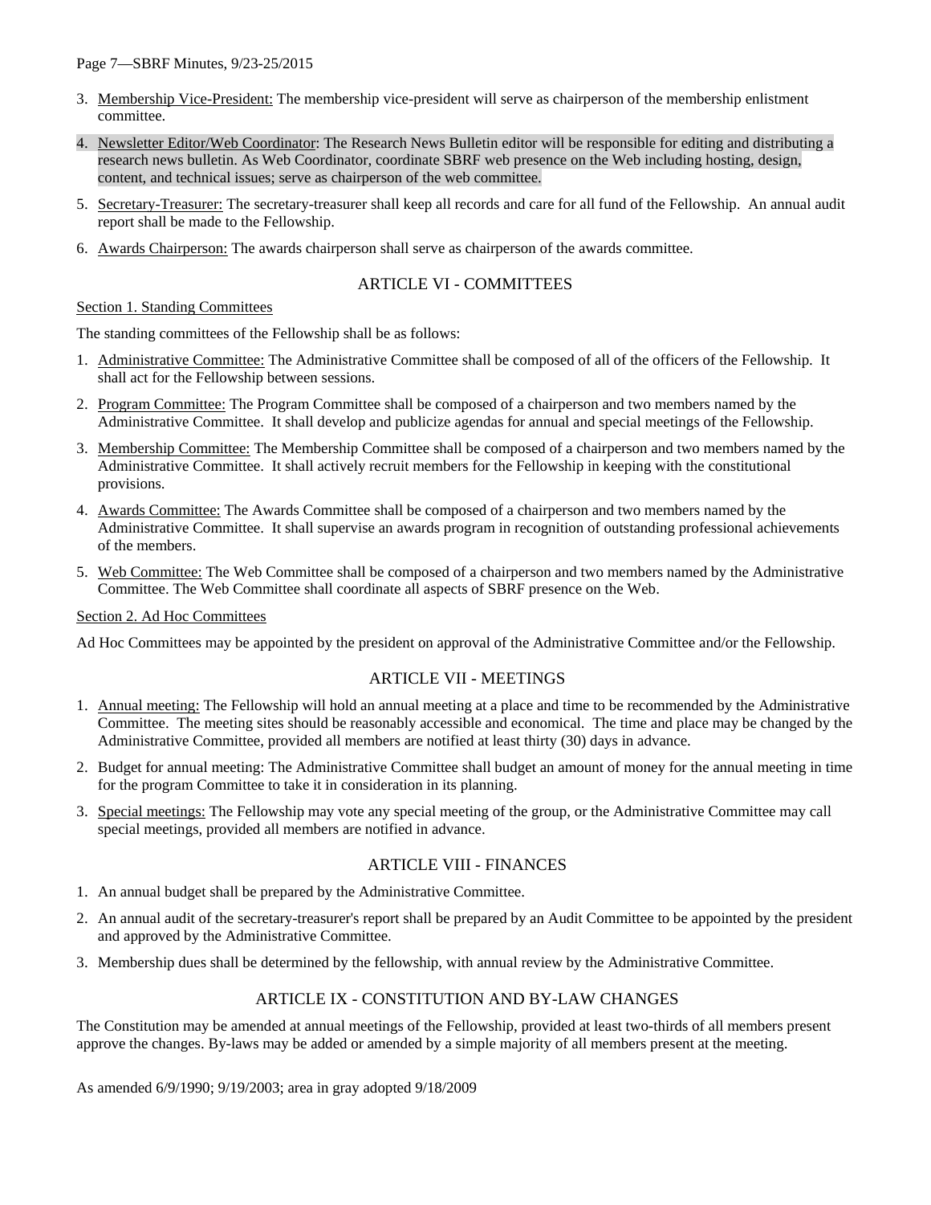3. Membership Vice-President: The membership vice-president will serve as chairperson of the membership enlistment committee.

4. Newsletter Editor/Web Coordinator: The Research News Bulletin editor will be responsible for editing and distributing a research news bulletin. As Web Coordinator, coordinate SBRF web presence on the Web including hosting, design, content, and technical issues; serve as chairperson of the web committee.

5. Secretary-Treasurer: The secretary-treasurer shall keep all records and care for all fund of the Fellowship. An annual audit report shall be made to the Fellowship.

6. Awards Chairperson: The awards chairperson shall serve as chairperson of the awards committee.

## ARTICLE VI - COMMITTEES

Section 1. Standing Committees

The standing committees of the Fellowship shall be as follows:

1. Administrative Committee: The Administrative Committee shall be composed of all of the officers of the Fellowship. It shall act for the Fellowship between sessions.

2. Program Committee: The Program Committee shall be composed of a chairperson and two members named by the Administrative Committee. It shall develop and publicize agendas for annual and special meetings of the Fellowship.

3. Membership Committee: The Membership Committee shall be composed of a chairperson and two members named by the Administrative Committee. It shall actively recruit members for the Fellowship in keeping with the constitutional provisions.

4. Awards Committee: The Awards Committee shall be composed of a chairperson and two members named by the Administrative Committee. It shall supervise an awards program in recognition of outstanding professional achievements of the members.

5. Web Committee: The Web Committee shall be composed of a chairperson and two members named by the Administrative Committee. The Web Committee shall coordinate all aspects of SBRF presence on the Web.

Section 2. Ad Hoc Committees

Ad Hoc Committees may be appointed by the president on approval of the Administrative Committee and/or the Fellowship.

## ARTICLE VII - MEETINGS

1. Annual meeting: The Fellowship will hold an annual meeting at a place and time to be recommended by the Administrative Committee. The meeting sites should be reasonably accessible and economical. The time and place may be changed by the Administrative Committee, provided all members are notified at least thirty (30) days in advance.

2. Budget for annual meeting: The Administrative Committee shall budget an amount of money for the annual meeting in time for the program Committee to take it in consideration in its planning.

3. Special meetings: The Fellowship may vote any special meeting of the group, or the Administrative Committee may call special meetings, provided all members are notified in advance.

## ARTICLE VIII - FINANCES

1. An annual budget shall be prepared by the Administrative Committee.

2. An annual audit of the secretary-treasurer's report shall be prepared by an Audit Committee to be appointed by the president and approved by the Administrative Committee.

3. Membership dues shall be determined by the fellowship, with annual review by the Administrative Committee.

## ARTICLE IX - CONSTITUTION AND BY-LAW CHANGES

The Constitution may be amended at annual meetings of the Fellowship, provided at least two-thirds of all members present approve the changes. By-laws may be added or amended by a simple majority of all members present at the meeting.

As amended 6/9/1990; 9/19/2003; area in gray adopted 9/18/2009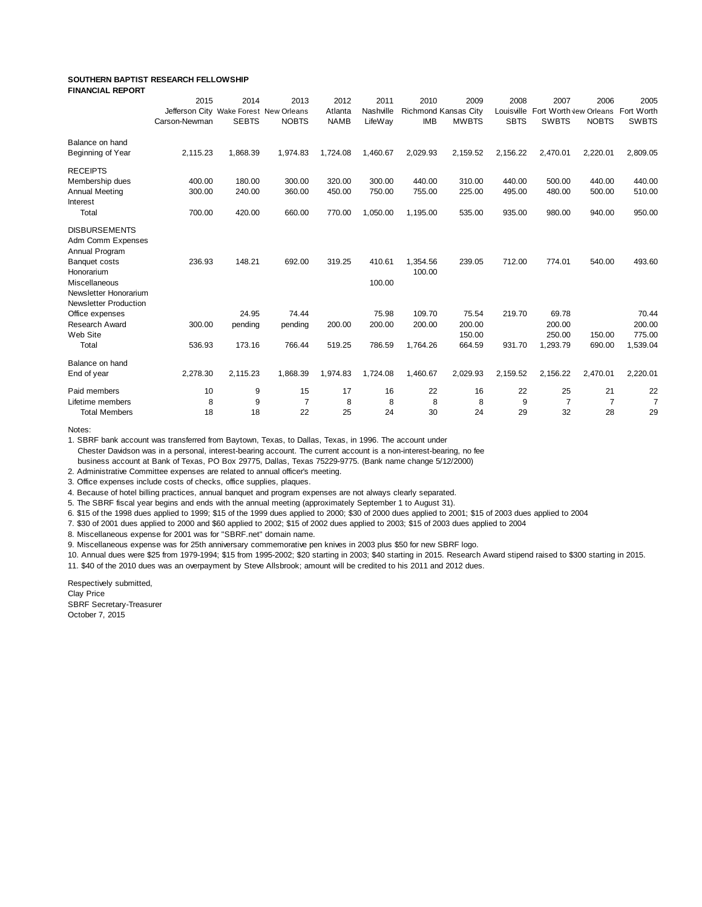**SOUTHERN BAPTIST RESEARCH FELLOWSHIP**
**FINANCIAL REPORT**

| | 2015 | 2014 | 2013 | 2012 | 2011 | 2010 | 2009 | 2008 | 2007 | 2006 | 2005 |
|---|---|---|---|---|---|---|---|---|---|---|---|
| | Jefferson City | Wake Forest | New Orleans | Atlanta | Nashville | Richmond | Kansas City | Louisville | Fort Worth | New Orleans | Fort Worth |
| | Carson-Newman | SEBTS | NOBTS | NAMB | LifeWay | IMB | MWBTS | SBTS | SWBTS | NOBTS | SWBTS |
| Balance on hand | | | | | | | | | | | |
| Beginning of Year | 2,115.23 | 1,868.39 | 1,974.83 | 1,724.08 | 1,460.67 | 2,029.93 | 2,159.52 | 2,156.22 | 2,470.01 | 2,220.01 | 2,809.05 |
| RECEIPTS | | | | | | | | | | | |
| Membership dues | 400.00 | 180.00 | 300.00 | 320.00 | 300.00 | 440.00 | 310.00 | 440.00 | 500.00 | 440.00 | 440.00 |
| Annual Meeting | 300.00 | 240.00 | 360.00 | 450.00 | 750.00 | 755.00 | 225.00 | 495.00 | 480.00 | 500.00 | 510.00 |
| Interest | | | | | | | | | | | |
| Total | 700.00 | 420.00 | 660.00 | 770.00 | 1,050.00 | 1,195.00 | 535.00 | 935.00 | 980.00 | 940.00 | 950.00 |
| DISBURSEMENTS | | | | | | | | | | | |
| Adm Comm Expenses | | | | | | | | | | | |
| Annual Program | | | | | | | | | | | |
| Banquet costs | 236.93 | 148.21 | 692.00 | 319.25 | 410.61 | 1,354.56 | 239.05 | 712.00 | 774.01 | 540.00 | 493.60 |
| Honorarium | | | | | | 100.00 | | | | | |
| Miscellaneous | | | | | 100.00 | | | | | | |
| Newsletter Honorarium | | | | | | | | | | | |
| Newsletter Production | | | | | | | | | | | |
| Office expenses | | 24.95 | 74.44 | | 75.98 | 109.70 | 75.54 | 219.70 | 69.78 | | 70.44 |
| Research Award | 300.00 | pending | pending | 200.00 | 200.00 | 200.00 | 200.00 | | 200.00 | | 200.00 |
| Web Site | | | | | | | 150.00 | | 250.00 | 150.00 | 775.00 |
| Total | 536.93 | 173.16 | 766.44 | 519.25 | 786.59 | 1,764.26 | 664.59 | 931.70 | 1,293.79 | 690.00 | 1,539.04 |
| Balance on hand | | | | | | | | | | | |
| End of year | 2,278.30 | 2,115.23 | 1,868.39 | 1,974.83 | 1,724.08 | 1,460.67 | 2,029.93 | 2,159.52 | 2,156.22 | 2,470.01 | 2,220.01 |
| Paid members | 10 | 9 | 15 | 17 | 16 | 22 | 16 | 22 | 25 | 21 | 22 |
| Lifetime members | 8 | 9 | 7 | 8 | 8 | 8 | 8 | 9 | 7 | 7 | 7 |
| Total Members | 18 | 18 | 22 | 25 | 24 | 30 | 24 | 29 | 32 | 28 | 29 |

Notes:

1. SBRF bank account was transferred from Baytown, Texas, to Dallas, Texas, in 1996. The account under Chester Davidson was in a personal, interest-bearing account. The current account is a non-interest-bearing, no fee business account at Bank of Texas, PO Box 29775, Dallas, Texas 75229-9775. (Bank name change 5/12/2000)
2. Administrative Committee expenses are related to annual officer's meeting.
3. Office expenses include costs of checks, office supplies, plaques.
4. Because of hotel billing practices, annual banquet and program expenses are not always clearly separated.
5. The SBRF fiscal year begins and ends with the annual meeting (approximately September 1 to August 31).
6. $15 of the 1998 dues applied to 1999; $15 of the 1999 dues applied to 2000; $30 of 2000 dues applied to 2001; $15 of 2003 dues applied to 2004
7. $30 of 2001 dues applied to 2000 and $60 applied to 2002; $15 of 2002 dues applied to 2003; $15 of 2003 dues applied to 2004
8. Miscellaneous expense for 2001 was for "SBRF.net" domain name.
9. Miscellaneous expense was for 25th anniversary commemorative pen knives in 2003 plus $50 for new SBRF logo.
10. Annual dues were $25 from 1979-1994; $15 from 1995-2002; $20 starting in 2003; $40 starting in 2015. Research Award stipend raised to $300 starting in 2015.
11. $40 of the 2010 dues was an overpayment by Steve Allsbrook; amount will be credited to his 2011 and 2012 dues.

Respectively submitted,
Clay Price
SBRF Secretary-Treasurer
October 7, 2015